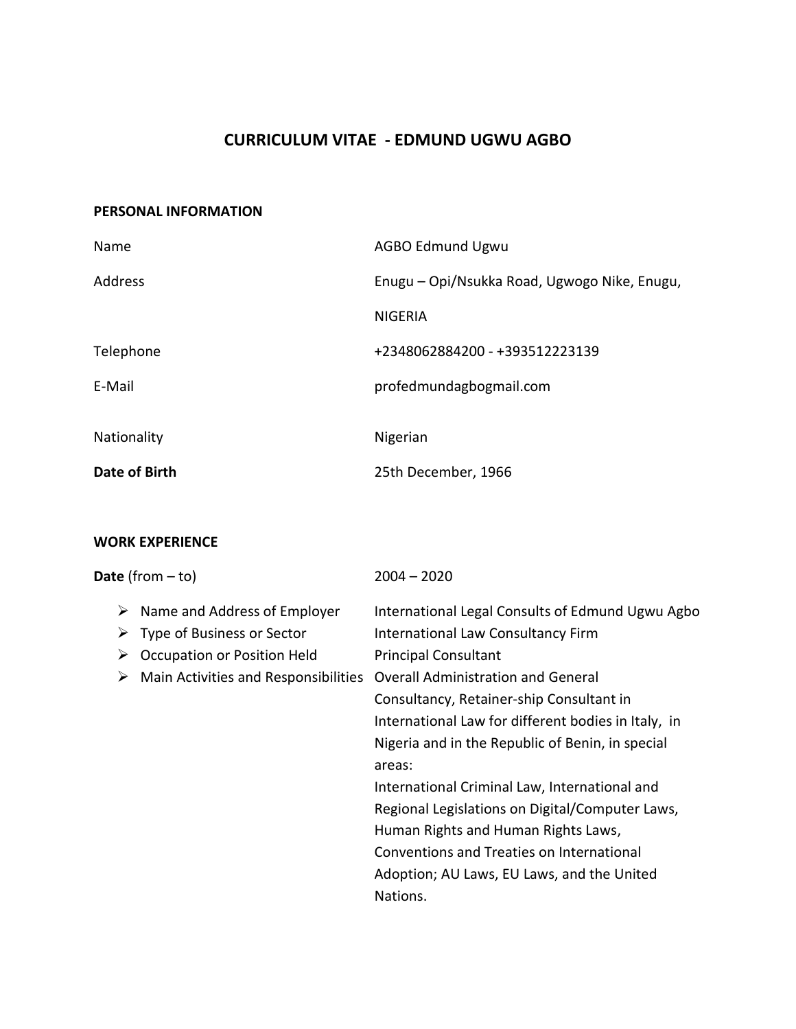# CURRICULUM VITAE - EDMUND UGWU AGBO

## PERSONAL INFORMATION

| | |
|---|---|
| Name | AGBO Edmund Ugwu |
| Address | Enugu – Opi/Nsukka Road, Ugwogo Nike, Enugu, NIGERIA |
| Telephone | +2348062884200 - +393512223139 |
| E-Mail | profedmundagbogmail.com |
| Nationality | Nigerian |
| **Date of Birth** | 25th December, 1966 |

## WORK EXPERIENCE

| | |
|---|---|
| **Date** (from – to) | 2004 – 2020 |
| ➢ Name and Address of Employer | International Legal Consults of Edmund Ugwu Agbo |
| ➢ Type of Business or Sector | International Law Consultancy Firm |
| ➢ Occupation or Position Held | Principal Consultant |
| ➢ Main Activities and Responsibilities | Overall Administration and General Consultancy, Retainer-ship Consultant in International Law for different bodies in Italy, in Nigeria and in the Republic of Benin, in special areas: International Criminal Law, International and Regional Legislations on Digital/Computer Laws, Human Rights and Human Rights Laws, Conventions and Treaties on International Adoption; AU Laws, EU Laws, and the United Nations. |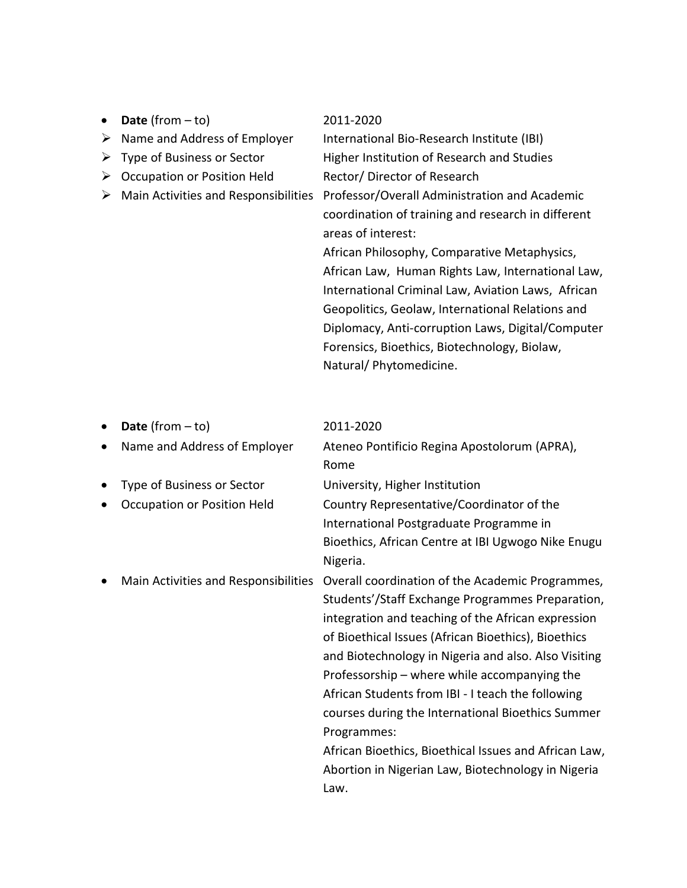- **Date** (from – to) 2011-2020
- Name and Address of Employer: International Bio-Research Institute (IBI)
- Type of Business or Sector: Higher Institution of Research and Studies
- Occupation or Position Held: Rector/ Director of Research
- Main Activities and Responsibilities: Professor/Overall Administration and Academic coordination of training and research in different areas of interest:
  African Philosophy, Comparative Metaphysics, African Law, Human Rights Law, International Law, International Criminal Law, Aviation Laws, African Geopolitics, Geolaw, International Relations and Diplomacy, Anti-corruption Laws, Digital/Computer Forensics, Bioethics, Biotechnology, Biolaw, Natural/ Phytomedicine.

- **Date** (from – to) 2011-2020
- Name and Address of Employer: Ateneo Pontificio Regina Apostolorum (APRA), Rome
- Type of Business or Sector: University, Higher Institution
- Occupation or Position Held: Country Representative/Coordinator of the International Postgraduate Programme in Bioethics, African Centre at IBI Ugwogo Nike Enugu Nigeria.
- Main Activities and Responsibilities: Overall coordination of the Academic Programmes, Students'/Staff Exchange Programmes Preparation, integration and teaching of the African expression of Bioethical Issues (African Bioethics), Bioethics and Biotechnology in Nigeria and also. Also Visiting Professorship – where while accompanying the African Students from IBI - I teach the following courses during the International Bioethics Summer Programmes:
  African Bioethics, Bioethical Issues and African Law, Abortion in Nigerian Law, Biotechnology in Nigeria Law.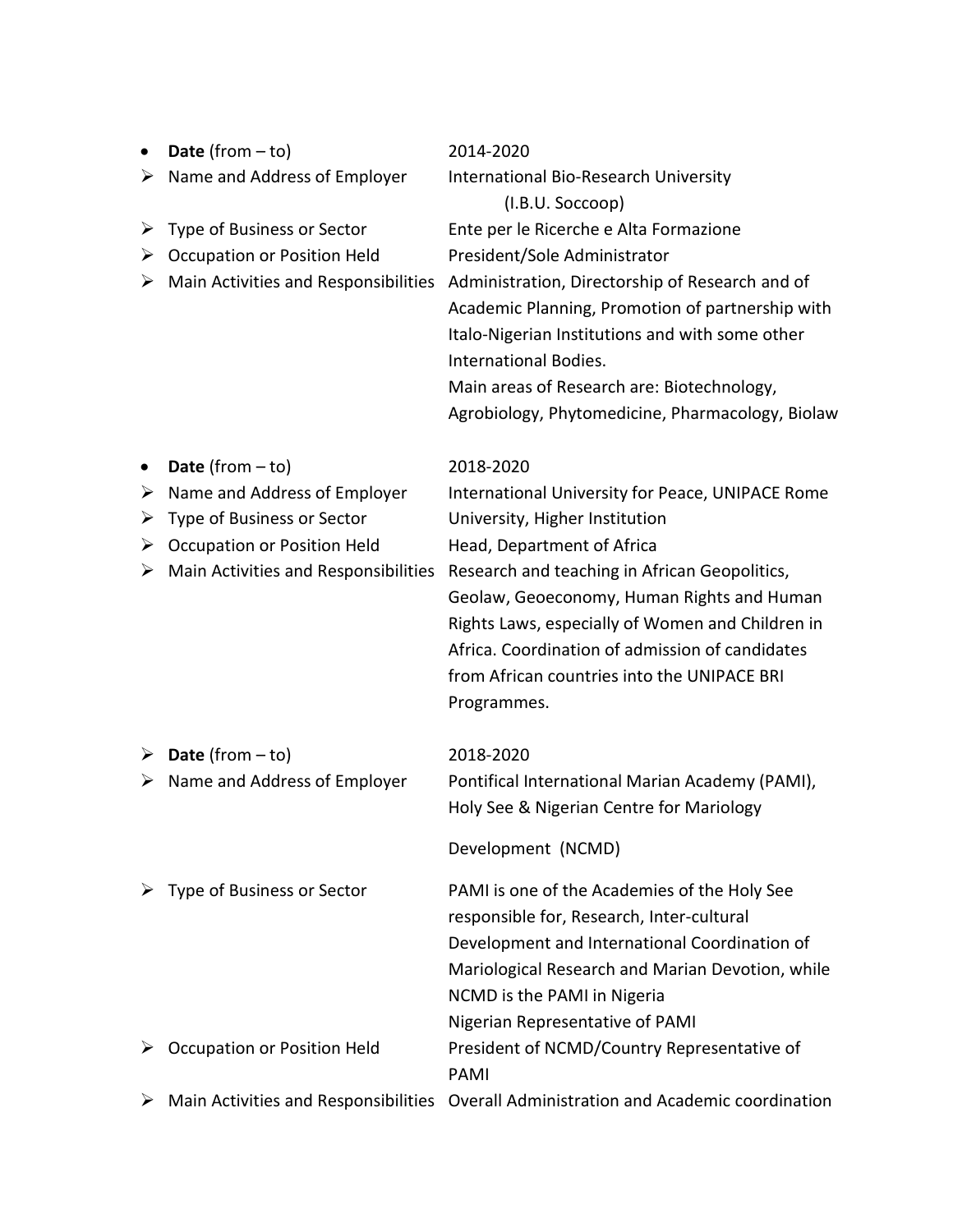- **Date** (from – to): 2014-2020
- Name and Address of Employer: International Bio-Research University (I.B.U. Soccoop)
- Type of Business or Sector: Ente per le Ricerche e Alta Formazione
- Occupation or Position Held: President/Sole Administrator
- Main Activities and Responsibilities: Administration, Directorship of Research and of Academic Planning, Promotion of partnership with Italo-Nigerian Institutions and with some other International Bodies.
  Main areas of Research are: Biotechnology, Agrobiology, Phytomedicine, Pharmacology, Biolaw

- **Date** (from – to): 2018-2020
- Name and Address of Employer: International University for Peace, UNIPACE Rome
- Type of Business or Sector: University, Higher Institution
- Occupation or Position Held: Head, Department of Africa
- Main Activities and Responsibilities: Research and teaching in African Geopolitics, Geolaw, Geoeconomy, Human Rights and Human Rights Laws, especially of Women and Children in Africa. Coordination of admission of candidates from African countries into the UNIPACE BRI Programmes.

- **Date** (from – to): 2018-2020
- Name and Address of Employer: Pontifical International Marian Academy (PAMI), Holy See & Nigerian Centre for Mariology

  Development (NCMD)
- Type of Business or Sector: PAMI is one of the Academies of the Holy See responsible for, Research, Inter-cultural Development and International Coordination of Mariological Research and Marian Devotion, while NCMD is the PAMI in Nigeria
  Nigerian Representative of PAMI
- Occupation or Position Held: President of NCMD/Country Representative of PAMI
- Main Activities and Responsibilities: Overall Administration and Academic coordination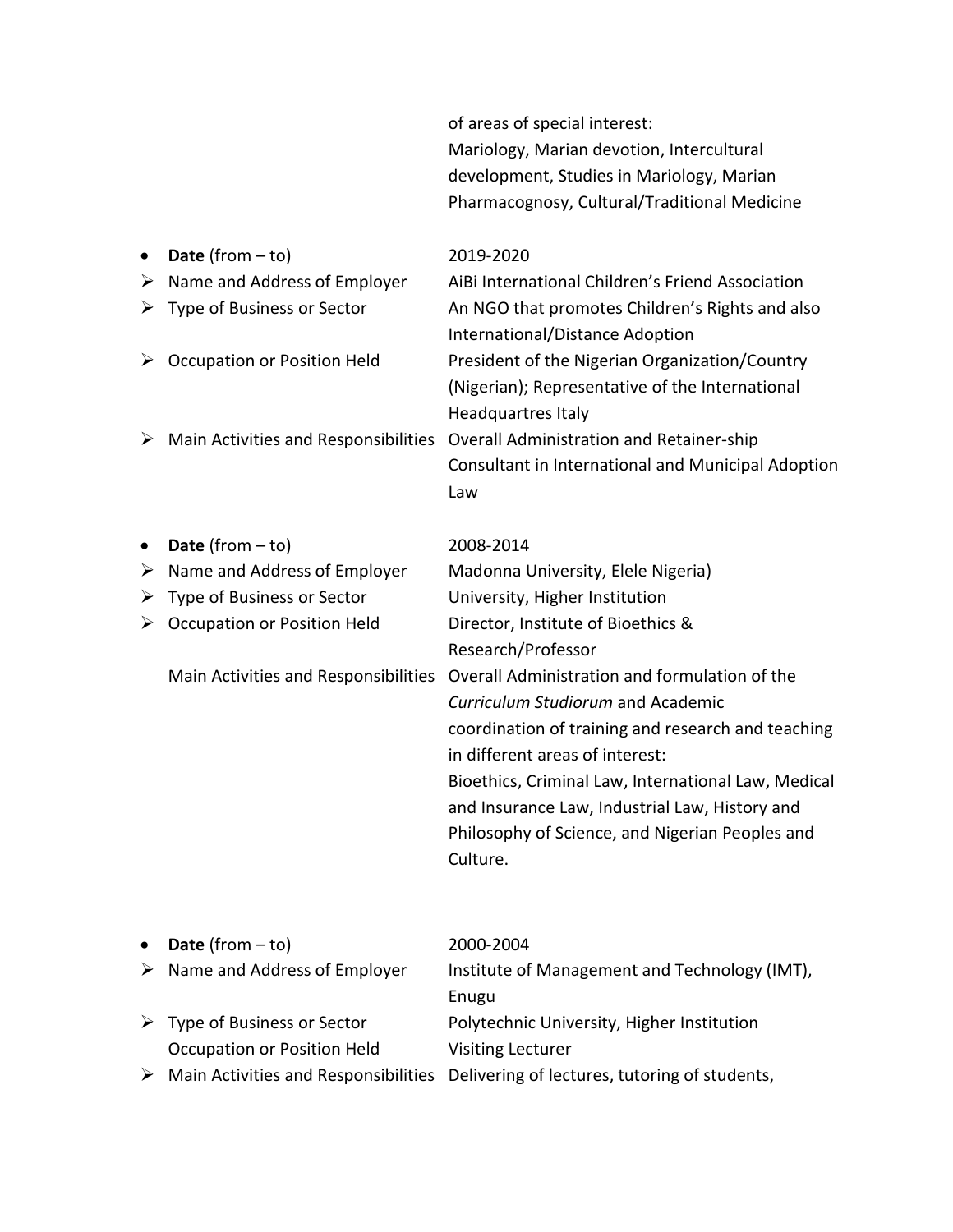of areas of special interest:
Mariology, Marian devotion, Intercultural development, Studies in Mariology, Marian Pharmacognosy, Cultural/Traditional Medicine

- **Date** (from – to) 2019-2020
  - Name and Address of Employer AiBi International Children's Friend Association
  - Type of Business or Sector An NGO that promotes Children's Rights and also International/Distance Adoption
  - Occupation or Position Held President of the Nigerian Organization/Country (Nigerian); Representative of the International Headquartres Italy
  - Main Activities and Responsibilities Overall Administration and Retainer-ship Consultant in International and Municipal Adoption Law

- **Date** (from – to) 2008-2014
  - Name and Address of Employer Madonna University, Elele Nigeria)
  - Type of Business or Sector University, Higher Institution
  - Occupation or Position Held Director, Institute of Bioethics & Research/Professor

  Main Activities and Responsibilities Overall Administration and formulation of the *Curriculum Studiorum* and Academic coordination of training and research and teaching in different areas of interest:
  Bioethics, Criminal Law, International Law, Medical and Insurance Law, Industrial Law, History and Philosophy of Science, and Nigerian Peoples and Culture.

- **Date** (from – to) 2000-2004
  - Name and Address of Employer Institute of Management and Technology (IMT), Enugu
  - Type of Business or Sector Polytechnic University, Higher Institution

  Occupation or Position Held Visiting Lecturer
  - Main Activities and Responsibilities Delivering of lectures, tutoring of students,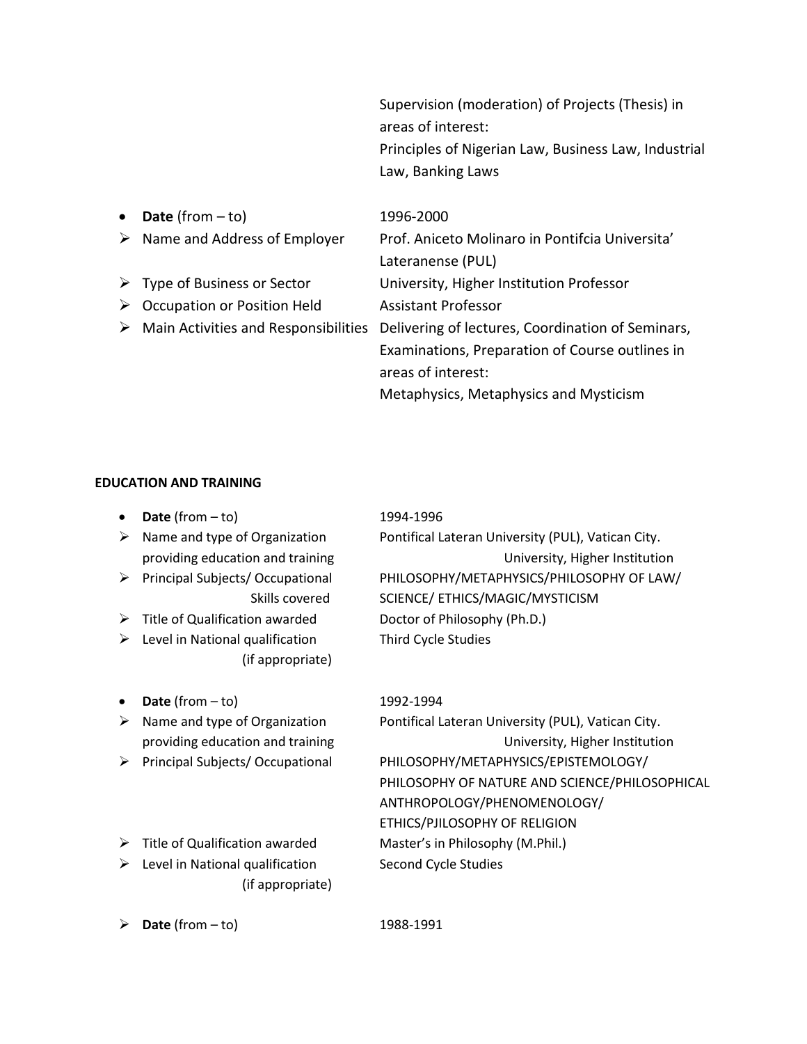Supervision (moderation) of Projects (Thesis) in areas of interest:
Principles of Nigerian Law, Business Law, Industrial Law, Banking Laws

- **Date** (from – to) 1996-2000
  - Name and Address of Employer: Prof. Aniceto Molinaro in Pontifcia Universita' Lateranense (PUL)
  - Type of Business or Sector: University, Higher Institution Professor
  - Occupation or Position Held: Assistant Professor
  - Main Activities and Responsibilities: Delivering of lectures, Coordination of Seminars, Examinations, Preparation of Course outlines in areas of interest:
    Metaphysics, Metaphysics and Mysticism

**EDUCATION AND TRAINING**

- **Date** (from – to) 1994-1996
  - Name and type of Organization providing education and training: Pontifical Lateran University (PUL), Vatican City. University, Higher Institution
  - Principal Subjects/ Occupational Skills covered: PHILOSOPHY/METAPHYSICS/PHILOSOPHY OF LAW/ SCIENCE/ ETHICS/MAGIC/MYSTICISM
  - Title of Qualification awarded: Doctor of Philosophy (Ph.D.)
  - Level in National qualification (if appropriate): Third Cycle Studies

- **Date** (from – to) 1992-1994
  - Name and type of Organization providing education and training: Pontifical Lateran University (PUL), Vatican City. University, Higher Institution
  - Principal Subjects/ Occupational: PHILOSOPHY/METAPHYSICS/EPISTEMOLOGY/ PHILOSOPHY OF NATURE AND SCIENCE/PHILOSOPHICAL ANTHROPOLOGY/PHENOMENOLOGY/ ETHICS/PJILOSOPHY OF RELIGION
  - Title of Qualification awarded: Master's in Philosophy (M.Phil.)
  - Level in National qualification (if appropriate): Second Cycle Studies

- **Date** (from – to) 1988-1991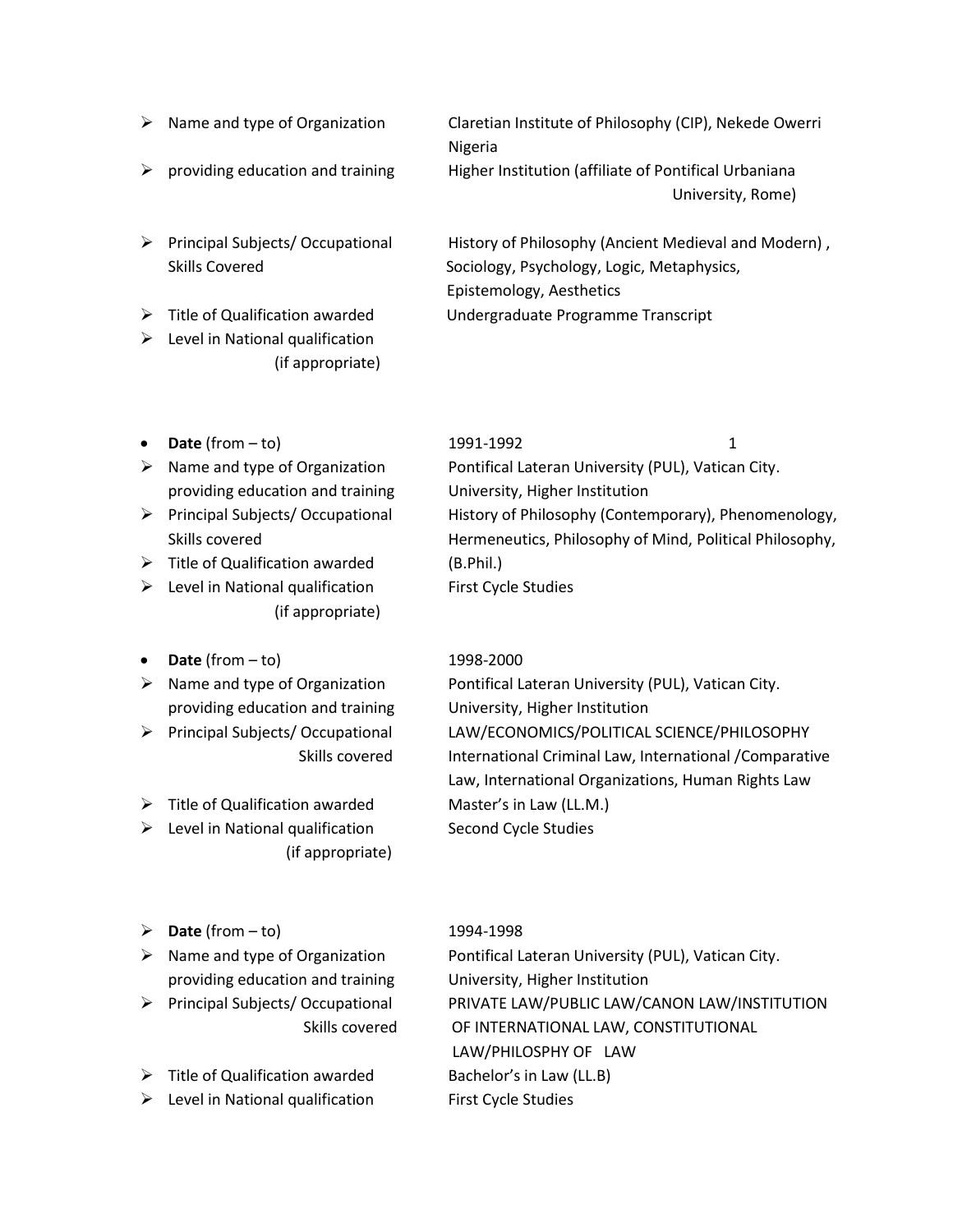- Name and type of Organization — Claretian Institute of Philosophy (CIP), Nekede Owerri Nigeria
- providing education and training — Higher Institution (affiliate of Pontifical Urbaniana University, Rome)
- Principal Subjects/ Occupational Skills Covered — History of Philosophy (Ancient Medieval and Modern) , Sociology, Psychology, Logic, Metaphysics, Epistemology, Aesthetics
- Title of Qualification awarded — Undergraduate Programme Transcript
- Level in National qualification (if appropriate)

---

- **Date** (from – to) — 1991-1992 1
- Name and type of Organization providing education and training — Pontifical Lateran University (PUL), Vatican City. University, Higher Institution
- Principal Subjects/ Occupational Skills covered — History of Philosophy (Contemporary), Phenomenology, Hermeneutics, Philosophy of Mind, Political Philosophy,
- Title of Qualification awarded — (B.Phil.)
- Level in National qualification (if appropriate) — First Cycle Studies

---

- **Date** (from – to) — 1998-2000
- Name and type of Organization providing education and training — Pontifical Lateran University (PUL), Vatican City. University, Higher Institution
- Principal Subjects/ Occupational Skills covered — LAW/ECONOMICS/POLITICAL SCIENCE/PHILOSOPHY International Criminal Law, International /Comparative Law, International Organizations, Human Rights Law
- Title of Qualification awarded — Master's in Law (LL.M.)
- Level in National qualification (if appropriate) — Second Cycle Studies

---

- **Date** (from – to) — 1994-1998
- Name and type of Organization providing education and training — Pontifical Lateran University (PUL), Vatican City. University, Higher Institution
- Principal Subjects/ Occupational Skills covered — PRIVATE LAW/PUBLIC LAW/CANON LAW/INSTITUTION OF INTERNATIONAL LAW, CONSTITUTIONAL LAW/PHILOSPHY OF LAW
- Title of Qualification awarded — Bachelor's in Law (LL.B)
- Level in National qualification — First Cycle Studies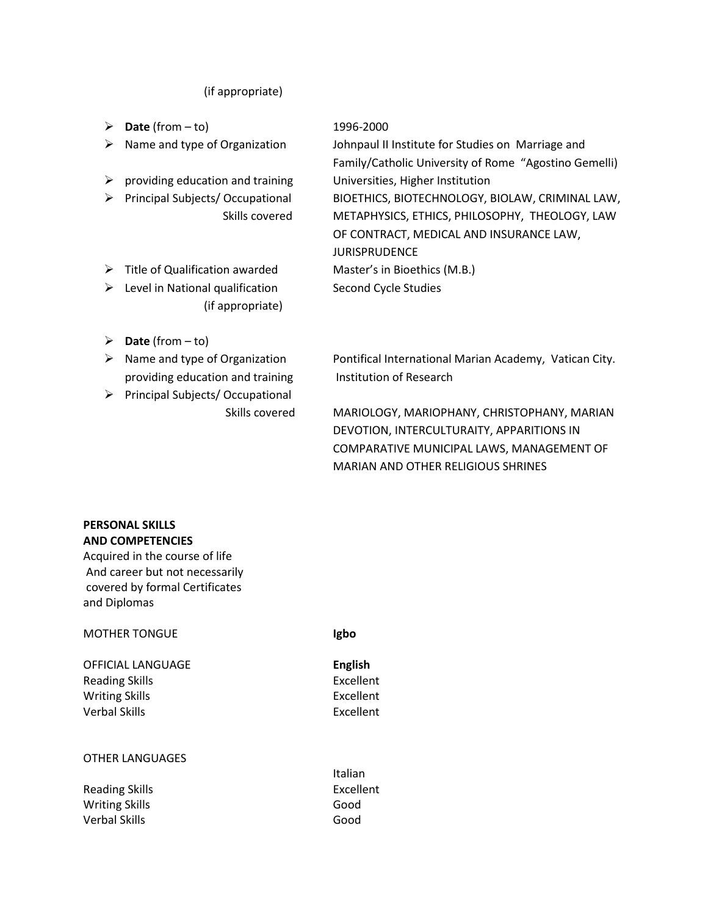(if appropriate)

- **Date** (from – to) 1996-2000
- Name and type of Organization — Johnpaul II Institute for Studies on Marriage and Family/Catholic University of Rome "Agostino Gemelli)
- providing education and training — Universities, Higher Institution
- Principal Subjects/ Occupational Skills covered — BIOETHICS, BIOTECHNOLOGY, BIOLAW, CRIMINAL LAW, METAPHYSICS, ETHICS, PHILOSOPHY, THEOLOGY, LAW OF CONTRACT, MEDICAL AND INSURANCE LAW, JURISPRUDENCE
- Title of Qualification awarded — Master's in Bioethics (M.B.)
- Level in National qualification (if appropriate) — Second Cycle Studies

- **Date** (from – to)
- Name and type of Organization providing education and training — Pontifical International Marian Academy, Vatican City. Institution of Research
- Principal Subjects/ Occupational Skills covered — MARIOLOGY, MARIOPHANY, CHRISTOPHANY, MARIAN DEVOTION, INTERCULTURAITY, APPARITIONS IN COMPARATIVE MUNICIPAL LAWS, MANAGEMENT OF MARIAN AND OTHER RELIGIOUS SHRINES

**PERSONAL SKILLS AND COMPETENCIES**

Acquired in the course of life And career but not necessarily covered by formal Certificates and Diplomas

MOTHER TONGUE **Igbo**

| OFFICIAL LANGUAGE | **English** |
| --- | --- |
| Reading Skills | Excellent |
| Writing Skills | Excellent |
| Verbal Skills | Excellent |

| OTHER LANGUAGES | Italian |
| --- | --- |
| Reading Skills | Excellent |
| Writing Skills | Good |
| Verbal Skills | Good |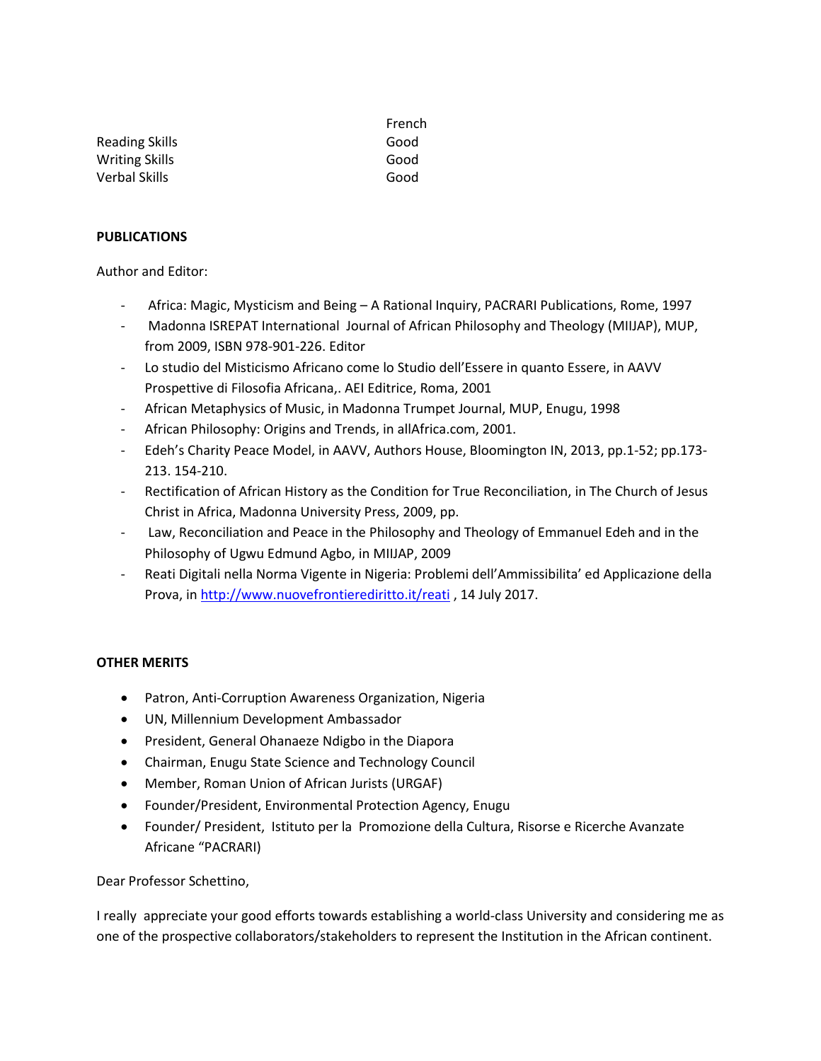| | French |
|---|---|
| Reading Skills | Good |
| Writing Skills | Good |
| Verbal Skills | Good |

**PUBLICATIONS**

Author and Editor:

- Africa: Magic, Mysticism and Being – A Rational Inquiry, PACRARI Publications, Rome, 1997
- Madonna ISREPAT International Journal of African Philosophy and Theology (MIIJAP), MUP, from 2009, ISBN 978-901-226. Editor
- Lo studio del Misticismo Africano come lo Studio dell'Essere in quanto Essere, in AAVV Prospettive di Filosofia Africana,. AEI Editrice, Roma, 2001
- African Metaphysics of Music, in Madonna Trumpet Journal, MUP, Enugu, 1998
- African Philosophy: Origins and Trends, in allAfrica.com, 2001.
- Edeh's Charity Peace Model, in AAVV, Authors House, Bloomington IN, 2013, pp.1-52; pp.173-213. 154-210.
- Rectification of African History as the Condition for True Reconciliation, in The Church of Jesus Christ in Africa, Madonna University Press, 2009, pp.
- Law, Reconciliation and Peace in the Philosophy and Theology of Emmanuel Edeh and in the Philosophy of Ugwu Edmund Agbo, in MIIJAP, 2009
- Reati Digitali nella Norma Vigente in Nigeria: Problemi dell'Ammissibilita' ed Applicazione della Prova, in http://www.nuovefrontierediritto.it/reati , 14 July 2017.

**OTHER MERITS**

- Patron, Anti-Corruption Awareness Organization, Nigeria
- UN, Millennium Development Ambassador
- President, General Ohanaeze Ndigbo in the Diapora
- Chairman, Enugu State Science and Technology Council
- Member, Roman Union of African Jurists (URGAF)
- Founder/President, Environmental Protection Agency, Enugu
- Founder/ President, Istituto per la Promozione della Cultura, Risorse e Ricerche Avanzate Africane "PACRARI)

Dear Professor Schettino,

I really appreciate your good efforts towards establishing a world-class University and considering me as one of the prospective collaborators/stakeholders to represent the Institution in the African continent.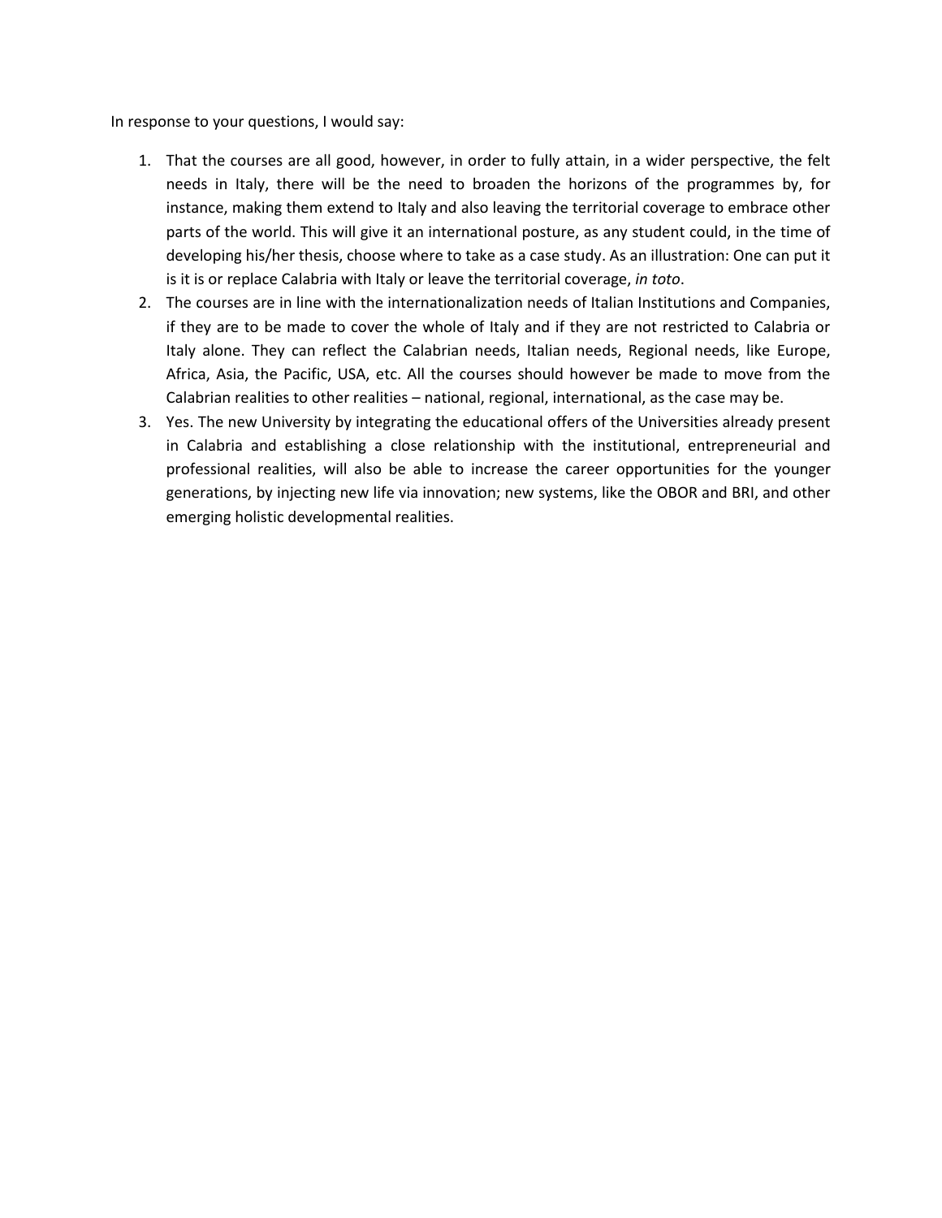In response to your questions, I would say:

1. That the courses are all good, however, in order to fully attain, in a wider perspective, the felt needs in Italy, there will be the need to broaden the horizons of the programmes by, for instance, making them extend to Italy and also leaving the territorial coverage to embrace other parts of the world. This will give it an international posture, as any student could, in the time of developing his/her thesis, choose where to take as a case study. As an illustration: One can put it is it is or replace Calabria with Italy or leave the territorial coverage, *in toto*.
2. The courses are in line with the internationalization needs of Italian Institutions and Companies, if they are to be made to cover the whole of Italy and if they are not restricted to Calabria or Italy alone. They can reflect the Calabrian needs, Italian needs, Regional needs, like Europe, Africa, Asia, the Pacific, USA, etc. All the courses should however be made to move from the Calabrian realities to other realities – national, regional, international, as the case may be.
3. Yes. The new University by integrating the educational offers of the Universities already present in Calabria and establishing a close relationship with the institutional, entrepreneurial and professional realities, will also be able to increase the career opportunities for the younger generations, by injecting new life via innovation; new systems, like the OBOR and BRI, and other emerging holistic developmental realities.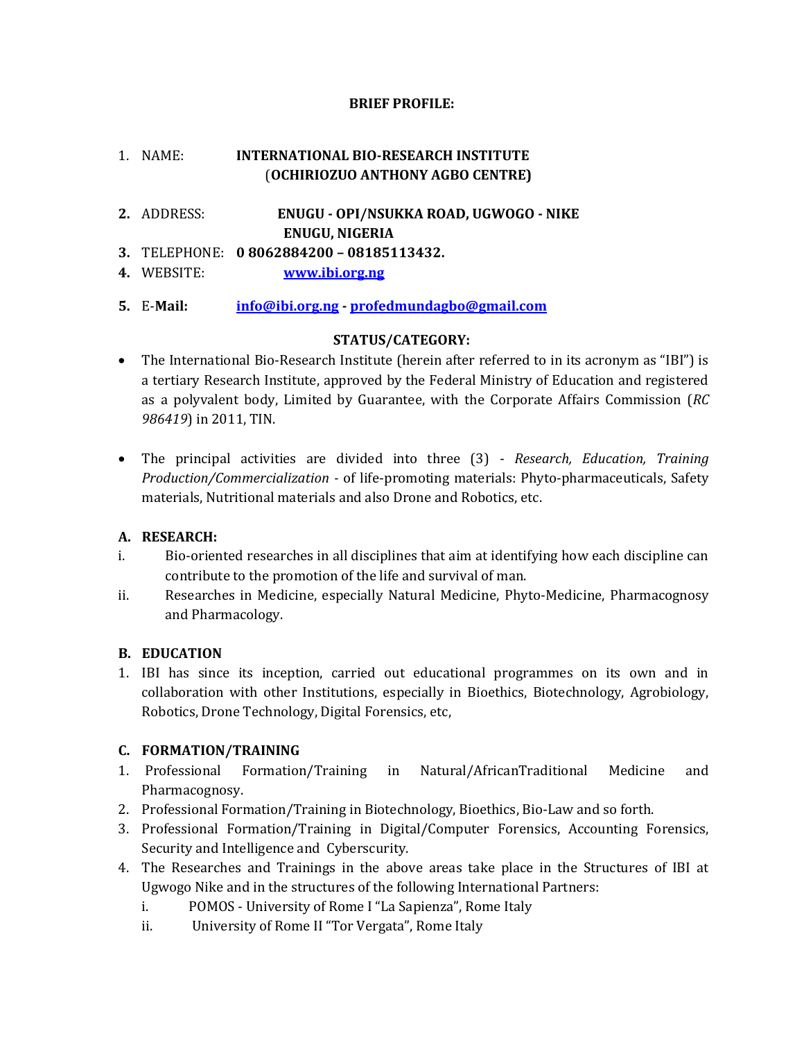**BRIEF PROFILE:**

1. NAME: **INTERNATIONAL BIO-RESEARCH INSTITUTE**
   **(OCHIRIOZUO ANTHONY AGBO CENTRE)**

2. ADDRESS: **ENUGU - OPI/NSUKKA ROAD, UGWOGO - NIKE ENUGU, NIGERIA**
3. TELEPHONE: **0 8062884200 – 08185113432.**
4. WEBSITE: **www.ibi.org.ng**
5. E-**Mail:** **info@ibi.org.ng - profedmundagbo@gmail.com**

**STATUS/CATEGORY:**

- The International Bio-Research Institute (herein after referred to in its acronym as "IBI") is a tertiary Research Institute, approved by the Federal Ministry of Education and registered as a polyvalent body, Limited by Guarantee, with the Corporate Affairs Commission (*RC 986419*) in 2011, TIN.

- The principal activities are divided into three (3) - *Research, Education, Training Production/Commercialization* - of life-promoting materials: Phyto-pharmaceuticals, Safety materials, Nutritional materials and also Drone and Robotics, etc.

**A. RESEARCH:**

i. Bio-oriented researches in all disciplines that aim at identifying how each discipline can contribute to the promotion of the life and survival of man.
ii. Researches in Medicine, especially Natural Medicine, Phyto-Medicine, Pharmacognosy and Pharmacology.

**B. EDUCATION**

1. IBI has since its inception, carried out educational programmes on its own and in collaboration with other Institutions, especially in Bioethics, Biotechnology, Agrobiology, Robotics, Drone Technology, Digital Forensics, etc,

**C. FORMATION/TRAINING**

1. Professional Formation/Training in Natural/AfricanTraditional Medicine and Pharmacognosy.
2. Professional Formation/Training in Biotechnology, Bioethics, Bio-Law and so forth.
3. Professional Formation/Training in Digital/Computer Forensics, Accounting Forensics, Security and Intelligence and Cyberscurity.
4. The Researches and Trainings in the above areas take place in the Structures of IBI at Ugwogo Nike and in the structures of the following International Partners:
   i. POMOS - University of Rome I "La Sapienza", Rome Italy
   ii. University of Rome II "Tor Vergata", Rome Italy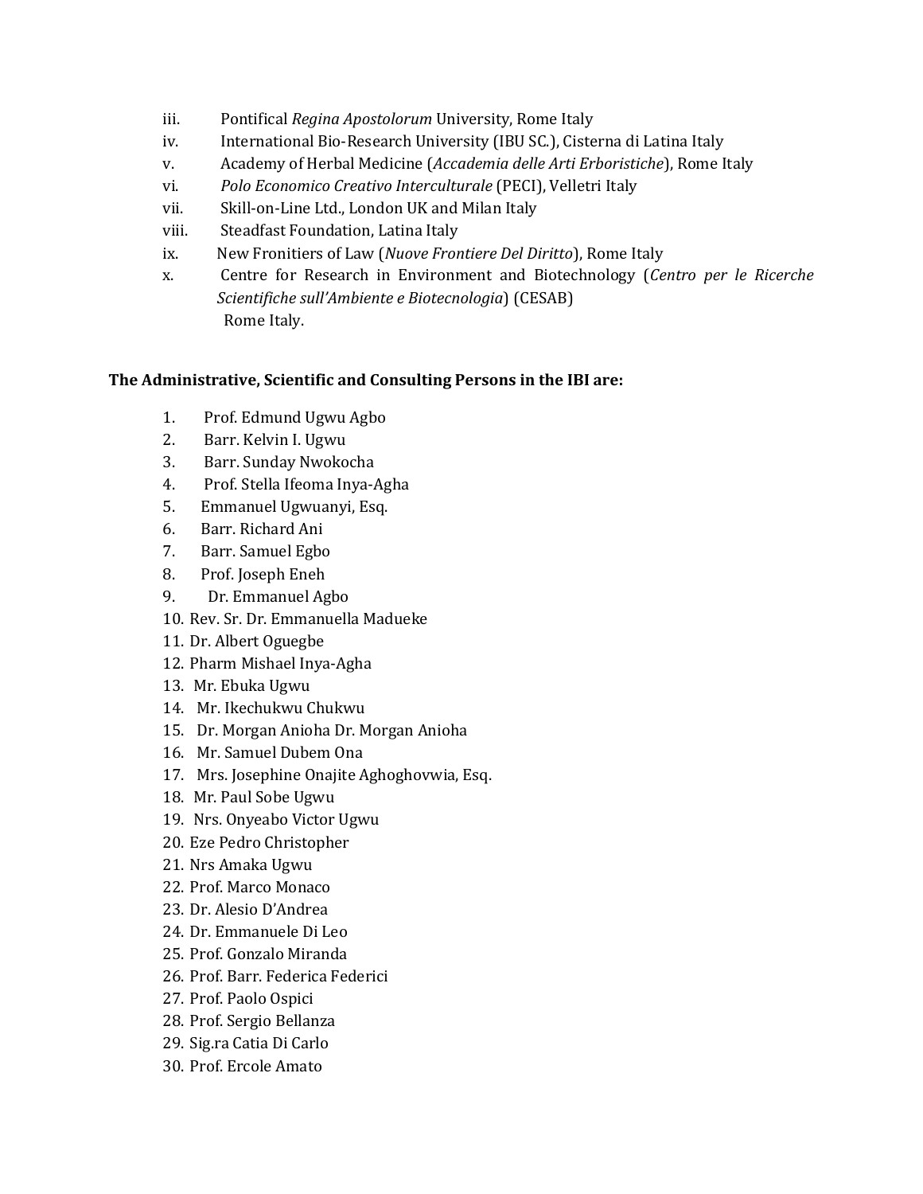iii. Pontifical *Regina Apostolorum* University, Rome Italy
iv. International Bio-Research University (IBU SC.), Cisterna di Latina Italy
v. Academy of Herbal Medicine (*Accademia delle Arti Erboristiche*), Rome Italy
vi. *Polo Economico Creativo Interculturale* (PECI), Velletri Italy
vii. Skill-on-Line Ltd., London UK and Milan Italy
viii. Steadfast Foundation, Latina Italy
ix. New Fronitiers of Law (*Nuove Frontiere Del Diritto*), Rome Italy
x. Centre for Research in Environment and Biotechnology (*Centro per le Ricerche Scientifiche sull'Ambiente e Biotecnologia*) (CESAB) Rome Italy.

**The Administrative, Scientific and Consulting Persons in the IBI are:**

1. Prof. Edmund Ugwu Agbo
2. Barr. Kelvin I. Ugwu
3. Barr. Sunday Nwokocha
4. Prof. Stella Ifeoma Inya-Agha
5. Emmanuel Ugwuanyi, Esq.
6. Barr. Richard Ani
7. Barr. Samuel Egbo
8. Prof. Joseph Eneh
9. Dr. Emmanuel Agbo
10. Rev. Sr. Dr. Emmanuella Madueke
11. Dr. Albert Oguegbe
12. Pharm Mishael Inya-Agha
13. Mr. Ebuka Ugwu
14. Mr. Ikechukwu Chukwu
15. Dr. Morgan Anioha Dr. Morgan Anioha
16. Mr. Samuel Dubem Ona
17. Mrs. Josephine Onajite Aghoghovwia, Esq.
18. Mr. Paul Sobe Ugwu
19. Nrs. Onyeabo Victor Ugwu
20. Eze Pedro Christopher
21. Nrs Amaka Ugwu
22. Prof. Marco Monaco
23. Dr. Alesio D'Andrea
24. Dr. Emmanuele Di Leo
25. Prof. Gonzalo Miranda
26. Prof. Barr. Federica Federici
27. Prof. Paolo Ospici
28. Prof. Sergio Bellanza
29. Sig.ra Catia Di Carlo
30. Prof. Ercole Amato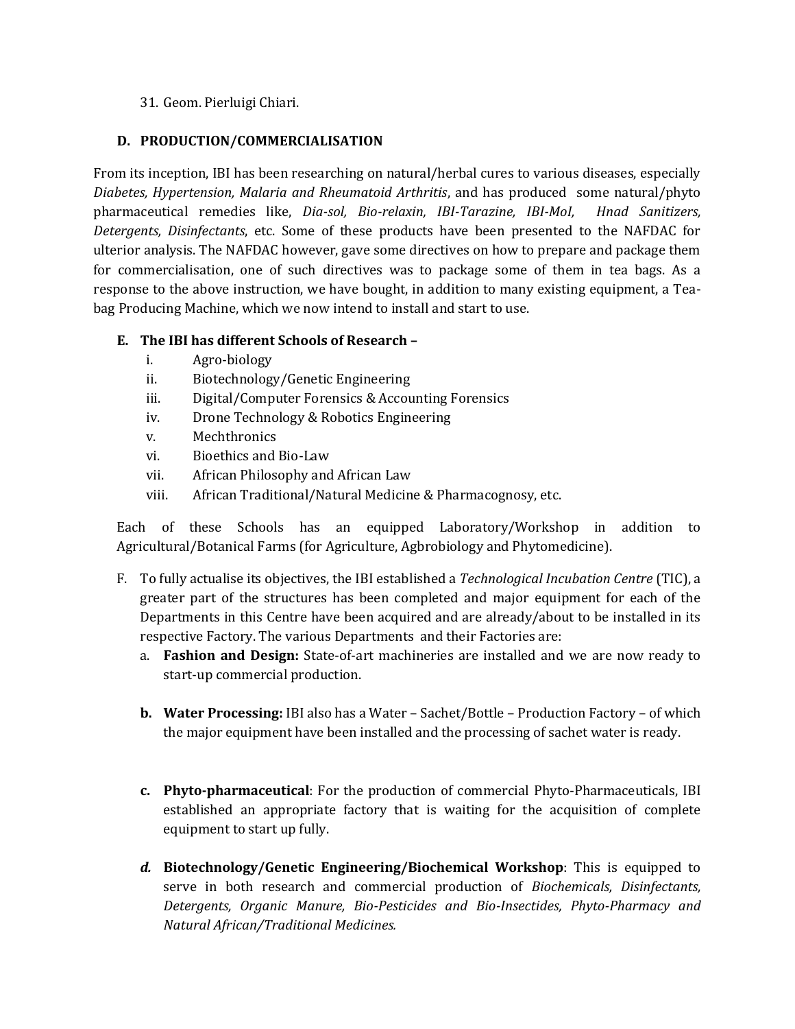31. Geom. Pierluigi Chiari.

**D. PRODUCTION/COMMERCIALISATION**

From its inception, IBI has been researching on natural/herbal cures to various diseases, especially *Diabetes, Hypertension, Malaria and Rheumatoid Arthritis*, and has produced some natural/phyto pharmaceutical remedies like, *Dia-sol, Bio-relaxin, IBI-Tarazine, IBI-MoI, Hnad Sanitizers, Detergents, Disinfectants*, etc. Some of these products have been presented to the NAFDAC for ulterior analysis. The NAFDAC however, gave some directives on how to prepare and package them for commercialisation, one of such directives was to package some of them in tea bags. As a response to the above instruction, we have bought, in addition to many existing equipment, a Tea-bag Producing Machine, which we now intend to install and start to use.

**E. The IBI has different Schools of Research –**

i. Agro-biology
ii. Biotechnology/Genetic Engineering
iii. Digital/Computer Forensics & Accounting Forensics
iv. Drone Technology & Robotics Engineering
v. Mechthronics
vi. Bioethics and Bio-Law
vii. African Philosophy and African Law
viii. African Traditional/Natural Medicine & Pharmacognosy, etc.

Each of these Schools has an equipped Laboratory/Workshop in addition to Agricultural/Botanical Farms (for Agriculture, Agbrobiology and Phytomedicine).

F. To fully actualise its objectives, the IBI established a *Technological Incubation Centre* (TIC), a greater part of the structures has been completed and major equipment for each of the Departments in this Centre have been acquired and are already/about to be installed in its respective Factory. The various Departments and their Factories are:

a. **Fashion and Design:** State-of-art machineries are installed and we are now ready to start-up commercial production.

b. **Water Processing:** IBI also has a Water – Sachet/Bottle – Production Factory – of which the major equipment have been installed and the processing of sachet water is ready.

c. **Phyto-pharmaceutical**: For the production of commercial Phyto-Pharmaceuticals, IBI established an appropriate factory that is waiting for the acquisition of complete equipment to start up fully.

*d.* **Biotechnology/Genetic Engineering/Biochemical Workshop**: This is equipped to serve in both research and commercial production of *Biochemicals, Disinfectants, Detergents, Organic Manure, Bio-Pesticides and Bio-Insectides, Phyto-Pharmacy and Natural African/Traditional Medicines.*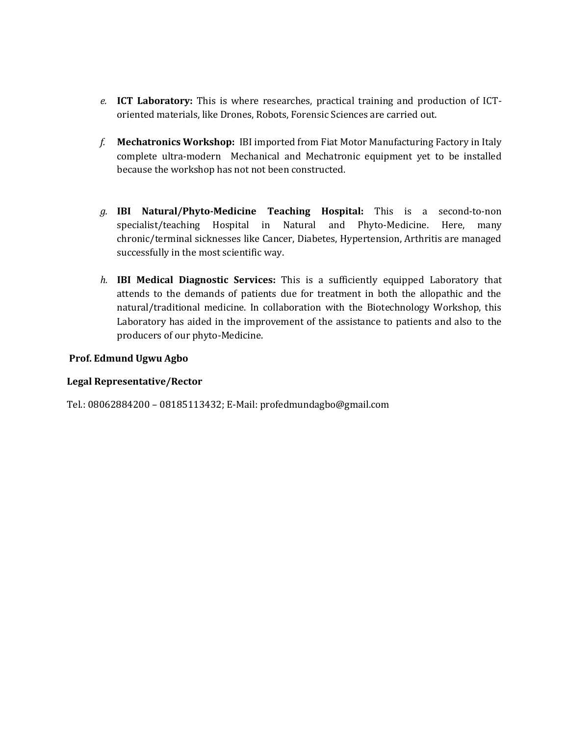*e.* **ICT Laboratory:** This is where researches, practical training and production of ICT-oriented materials, like Drones, Robots, Forensic Sciences are carried out.

*f.* **Mechatronics Workshop:** IBI imported from Fiat Motor Manufacturing Factory in Italy complete ultra-modern Mechanical and Mechatronic equipment yet to be installed because the workshop has not not been constructed.

*g.* **IBI Natural/Phyto-Medicine Teaching Hospital:** This is a second-to-non specialist/teaching Hospital in Natural and Phyto-Medicine. Here, many chronic/terminal sicknesses like Cancer, Diabetes, Hypertension, Arthritis are managed successfully in the most scientific way.

*h.* **IBI Medical Diagnostic Services:** This is a sufficiently equipped Laboratory that attends to the demands of patients due for treatment in both the allopathic and the natural/traditional medicine. In collaboration with the Biotechnology Workshop, this Laboratory has aided in the improvement of the assistance to patients and also to the producers of our phyto-Medicine.

**Prof. Edmund Ugwu Agbo**

**Legal Representative/Rector**

Tel.: 08062884200 – 08185113432; E-Mail: profedmundagbo@gmail.com